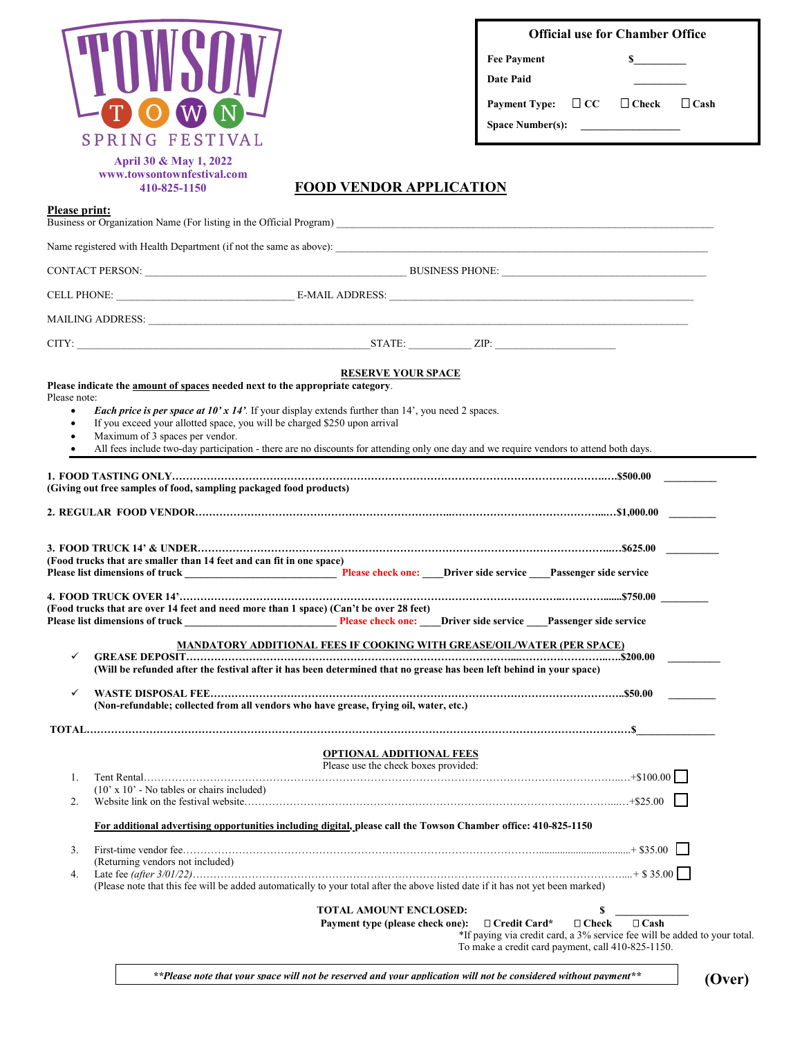# TOWSON TOWN SPRING FESTIVAL

**April 30 & May 1, 2022**
**www.towsontownfestival.com**
**410-825-1150**

**Official use for Chamber Office**

**Fee Payment** $_________

**Date Paid** _________

**Payment Type:** ☐ CC ☐ Check ☐ Cash

**Space Number(s):** __________________

## FOOD VENDOR APPLICATION

**Please print:**

Business or Organization Name (For listing in the Official Program) ____________________________________________

Name registered with Health Department (if not the same as above): ____________________________________________

CONTACT PERSON: ______________________________ BUSINESS PHONE: ______________________________

CELL PHONE: ______________________ E-MAIL ADDRESS: ______________________________________

MAILING ADDRESS: ____________________________________________________________

CITY: ______________________________ STATE: __________ ZIP: ____________________

### RESERVE YOUR SPACE

**Please indicate the amount of spaces needed next to the appropriate category.**

Please note:

- ***Each price is per space at 10' x 14'.*** If your display extends further than 14', you need 2 spaces.
- If you exceed your allotted space, you will be charged $250 upon arrival
- Maximum of 3 spaces per vendor.
- All fees include two-day participation - there are no discounts for attending only one day and we require vendors to attend both days.

---

**1. FOOD TASTING ONLY……………………………………………………………$500.00** __________
**(Giving out free samples of food, sampling packaged food products)**

**2. REGULAR FOOD VENDOR……………………………………………………………$1,000.00** __________

**3. FOOD TRUCK 14' & UNDER……………………………………………………………$625.00** __________
**(Food trucks that are smaller than 14 feet and can fit in one space)**
**Please list dimensions of truck** ____________________ **Please check one:** ____**Driver side service** ____**Passenger side service**

**4. FOOD TRUCK OVER 14'……………………………………………………………$750.00** __________
**(Food trucks that are over 14 feet and need more than 1 space) (Can't be over 28 feet)**
**Please list dimensions of truck** ____________________ **Please check one:** ____**Driver side service** ____**Passenger side service**

**MANDATORY ADDITIONAL FEES IF COOKING WITH GREASE/OIL/WATER (PER SPACE)**

✓ **GREASE DEPOSIT……………………………………………………………$200.00** __________
**(Will be refunded after the festival after it has been determined that no grease has been left behind in your space)**

✓ **WASTE DISPOSAL FEE……………………………………………………………$50.00** __________
**(Non-refundable; collected from all vendors who have grease, frying oil, water, etc.)**

**TOTAL……………………………………………………………$**______________

### OPTIONAL ADDITIONAL FEES

Please use the check boxes provided:

1. Tent Rental……………………………………………………………+$100.00 ☐
   (10' x 10' - No tables or chairs included)
2. Website link on the festival website……………………………………………………………+$25.00 ☐

**For additional advertising opportunities including digital, please call the Towson Chamber office: 410-825-1150**

3. First-time vendor fee……………………………………………………………+ $35.00 ☐
   (Returning vendors not included)
4. Late fee *(after 3/01/22)*……………………………………………………………+ $ 35.00 ☐
   (Please note that this fee will be added automatically to your total after the above listed date if it has not yet been marked)

**TOTAL AMOUNT ENCLOSED:** **$** ____________

**Payment type (please check one):** ☐ **Credit Card*** ☐ **Check** ☐ **Cash**

*If paying via credit card, a 3% service fee will be added to your total. To make a credit card payment, call 410-825-1150.

***\*\*Please note that your space will not be reserved and your application will not be considered without payment\*\****

**(Over)**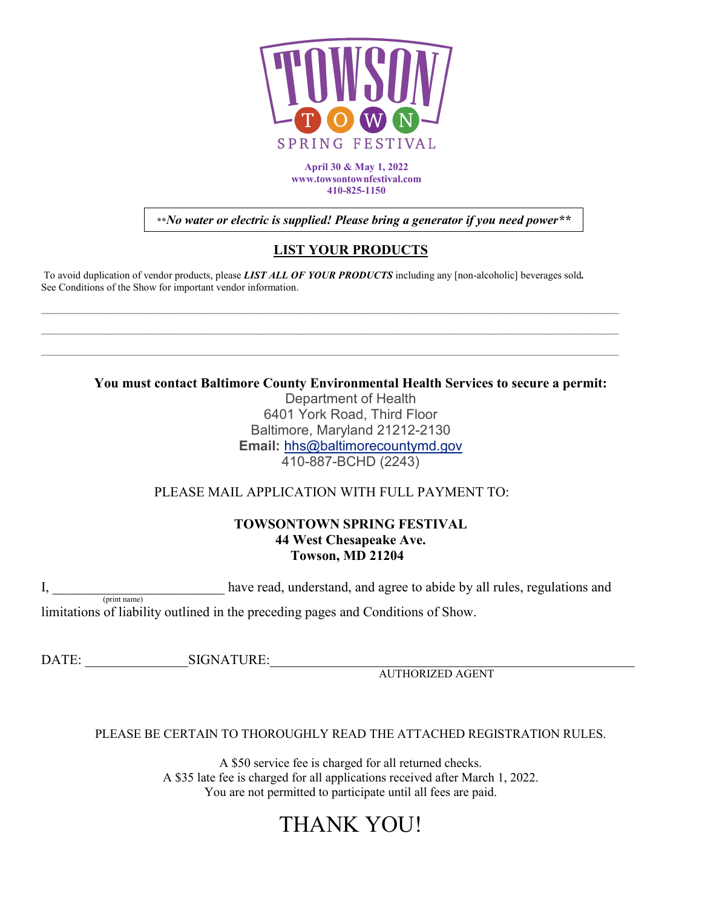# TOWSON TOWN SPRING FESTIVAL

**April 30 & May 1, 2022**
**www.towsontownfestival.com**
**410-825-1150**

***\*\*No water or electric is supplied! Please bring a generator if you need power\*\****

## LIST YOUR PRODUCTS

To avoid duplication of vendor products, please ***LIST ALL OF YOUR PRODUCTS*** including any [non-alcoholic] beverages sold**.**
See Conditions of the Show for important vendor information.

\_\_\_\_\_\_\_\_\_\_\_\_\_\_\_\_\_\_\_\_\_\_\_\_\_\_\_\_\_\_\_\_\_\_\_\_\_\_\_\_\_\_\_\_\_\_\_\_\_\_\_\_\_\_\_\_\_\_\_\_\_\_\_\_\_\_\_\_\_\_\_\_\_\_\_\_\_\_

\_\_\_\_\_\_\_\_\_\_\_\_\_\_\_\_\_\_\_\_\_\_\_\_\_\_\_\_\_\_\_\_\_\_\_\_\_\_\_\_\_\_\_\_\_\_\_\_\_\_\_\_\_\_\_\_\_\_\_\_\_\_\_\_\_\_\_\_\_\_\_\_\_\_\_\_\_\_

\_\_\_\_\_\_\_\_\_\_\_\_\_\_\_\_\_\_\_\_\_\_\_\_\_\_\_\_\_\_\_\_\_\_\_\_\_\_\_\_\_\_\_\_\_\_\_\_\_\_\_\_\_\_\_\_\_\_\_\_\_\_\_\_\_\_\_\_\_\_\_\_\_\_\_\_\_\_

**You must contact Baltimore County Environmental Health Services to secure a permit:**

Department of Health
6401 York Road, Third Floor
Baltimore, Maryland 21212-2130
**Email:** hhs@baltimorecountymd.gov
410-887-BCHD (2243)

PLEASE MAIL APPLICATION WITH FULL PAYMENT TO:

**TOWSONTOWN SPRING FESTIVAL**
**44 West Chesapeake Ave.**
**Towson, MD 21204**

I, \_\_\_\_\_\_\_\_\_\_\_\_\_\_\_\_\_\_\_\_\_\_\_\_\_\_ (print name) have read, understand, and agree to abide by all rules, regulations and limitations of liability outlined in the preceding pages and Conditions of Show.

DATE: \_\_\_\_\_\_\_\_\_\_\_\_\_\_\_ SIGNATURE: \_\_\_\_\_\_\_\_\_\_\_\_\_\_\_\_\_\_\_\_\_\_\_\_\_\_\_\_\_\_\_\_\_\_\_\_\_\_\_\_\_\_\_\_\_\_
AUTHORIZED AGENT

PLEASE BE CERTAIN TO THOROUGHLY READ THE ATTACHED REGISTRATION RULES.

A $50 service fee is charged for all returned checks.
A $35 late fee is charged for all applications received after March 1, 2022.
You are not permitted to participate until all fees are paid.

# THANK YOU!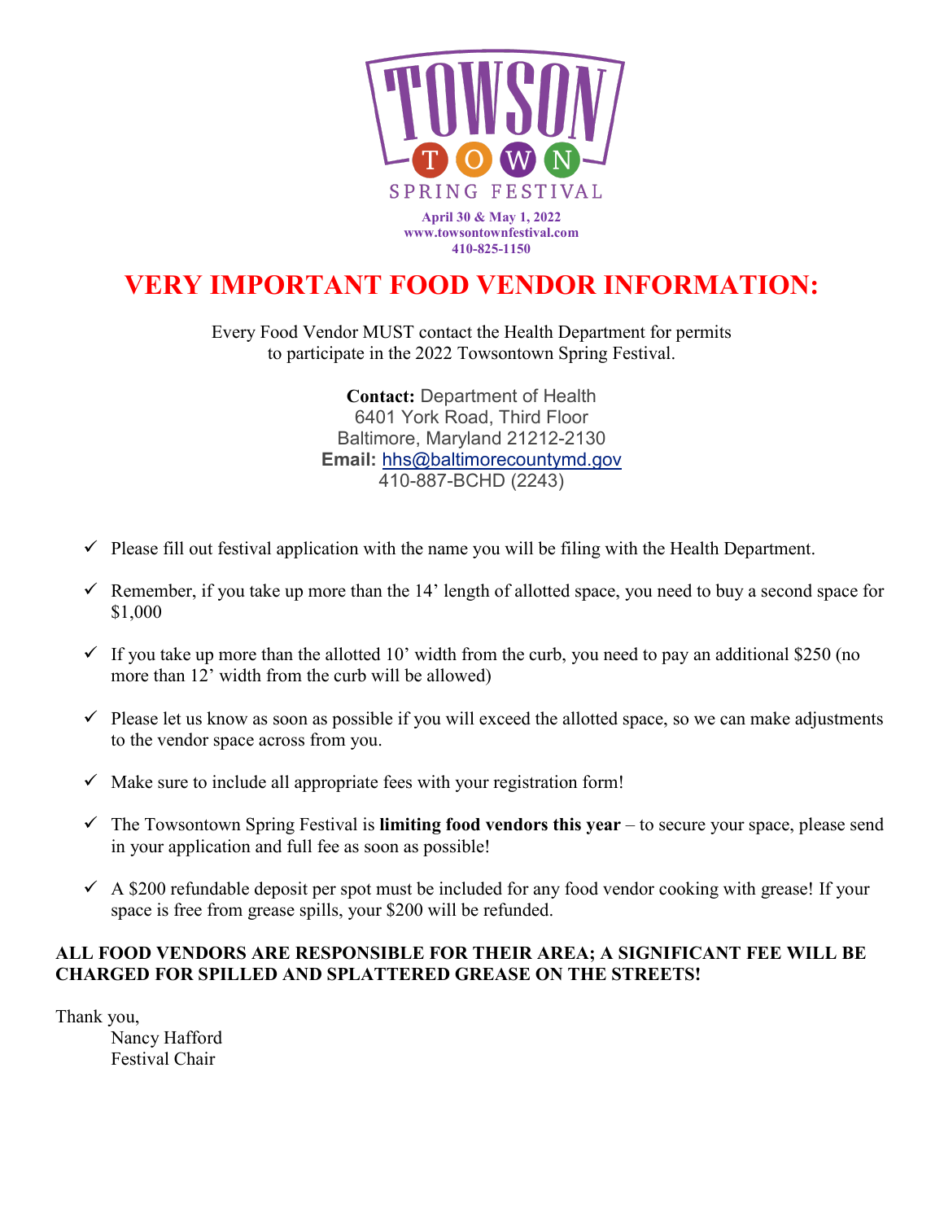TOWSON TOWN SPRING FESTIVAL

April 30 & May 1, 2022
www.towsontownfestival.com
410-825-1150

# VERY IMPORTANT FOOD VENDOR INFORMATION:

Every Food Vendor MUST contact the Health Department for permits to participate in the 2022 Towsontown Spring Festival.

**Contact:** Department of Health
6401 York Road, Third Floor
Baltimore, Maryland 21212-2130
**Email:** hhs@baltimorecountymd.gov
410-887-BCHD (2243)

- ✓ Please fill out festival application with the name you will be filing with the Health Department.
- ✓ Remember, if you take up more than the 14' length of allotted space, you need to buy a second space for $1,000
- ✓ If you take up more than the allotted 10' width from the curb, you need to pay an additional $250 (no more than 12' width from the curb will be allowed)
- ✓ Please let us know as soon as possible if you will exceed the allotted space, so we can make adjustments to the vendor space across from you.
- ✓ Make sure to include all appropriate fees with your registration form!
- ✓ The Towsontown Spring Festival is **limiting food vendors this year** – to secure your space, please send in your application and full fee as soon as possible!
- ✓ A $200 refundable deposit per spot must be included for any food vendor cooking with grease! If your space is free from grease spills, your $200 will be refunded.

**ALL FOOD VENDORS ARE RESPONSIBLE FOR THEIR AREA; A SIGNIFICANT FEE WILL BE CHARGED FOR SPILLED AND SPLATTERED GREASE ON THE STREETS!**

Thank you,
Nancy Hafford
Festival Chair